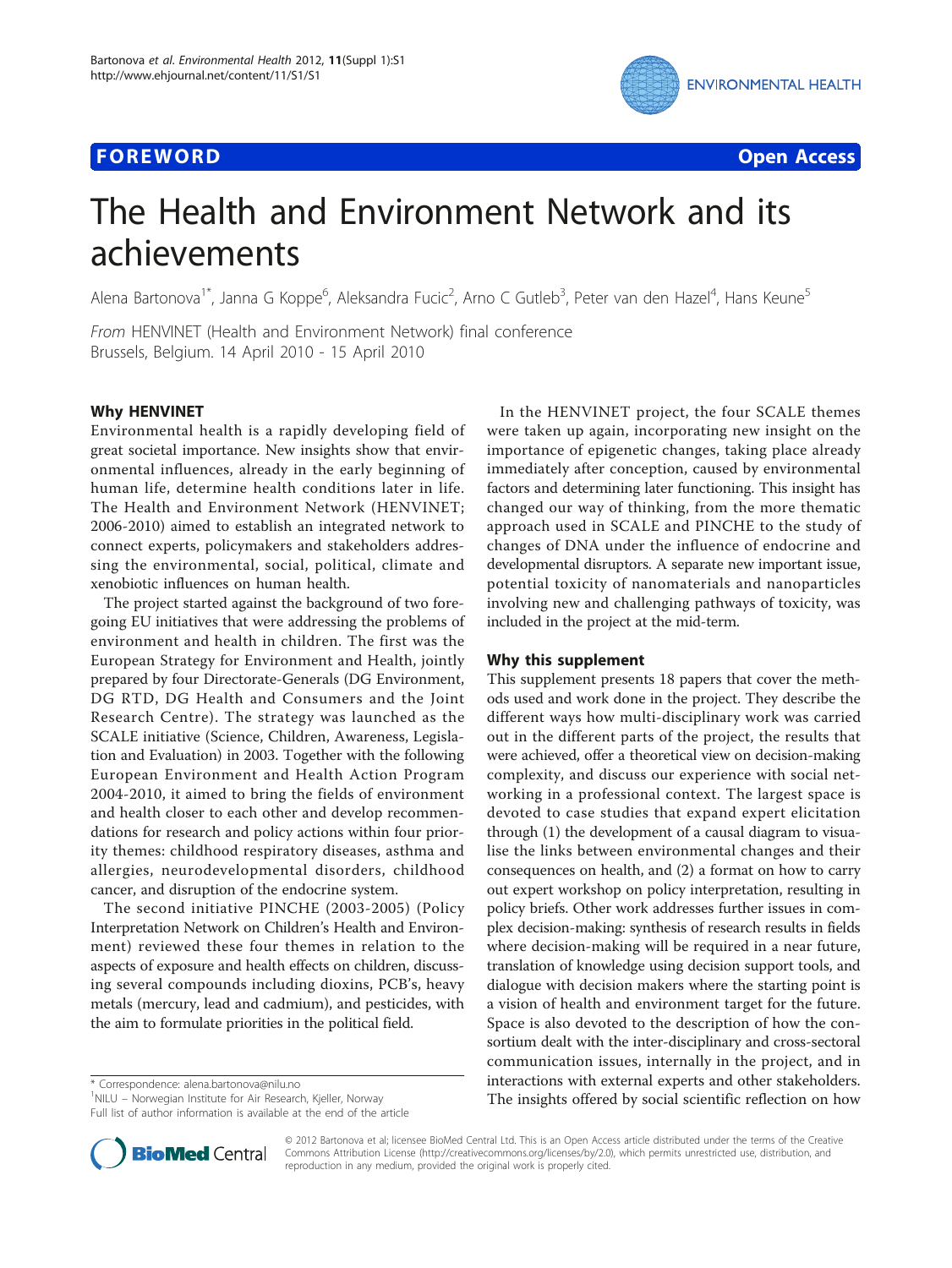**FOREWORD** **Open Access**

# The Health and Environment Network and its achievements

Alena Bartonova[1*], Janna G Koppe[6], Aleksandra Fucic[2], Arno C Gutleb[3], Peter van den Hazel[4], Hans Keune[5]

*From* HENVINET (Health and Environment Network) final conference
Brussels, Belgium. 14 April 2010 - 15 April 2010

## Why HENVINET

Environmental health is a rapidly developing field of great societal importance. New insights show that environmental influences, already in the early beginning of human life, determine health conditions later in life. The Health and Environment Network (HENVINET; 2006-2010) aimed to establish an integrated network to connect experts, policymakers and stakeholders addressing the environmental, social, political, climate and xenobiotic influences on human health.

The project started against the background of two foregoing EU initiatives that were addressing the problems of environment and health in children. The first was the European Strategy for Environment and Health, jointly prepared by four Directorate-Generals (DG Environment, DG RTD, DG Health and Consumers and the Joint Research Centre). The strategy was launched as the SCALE initiative (Science, Children, Awareness, Legislation and Evaluation) in 2003. Together with the following European Environment and Health Action Program 2004-2010, it aimed to bring the fields of environment and health closer to each other and develop recommendations for research and policy actions within four priority themes: childhood respiratory diseases, asthma and allergies, neurodevelopmental disorders, childhood cancer, and disruption of the endocrine system.

The second initiative PINCHE (2003-2005) (Policy Interpretation Network on Children's Health and Environment) reviewed these four themes in relation to the aspects of exposure and health effects on children, discussing several compounds including dioxins, PCB's, heavy metals (mercury, lead and cadmium), and pesticides, with the aim to formulate priorities in the political field.

In the HENVINET project, the four SCALE themes were taken up again, incorporating new insight on the importance of epigenetic changes, taking place already immediately after conception, caused by environmental factors and determining later functioning. This insight has changed our way of thinking, from the more thematic approach used in SCALE and PINCHE to the study of changes of DNA under the influence of endocrine and developmental disruptors. A separate new important issue, potential toxicity of nanomaterials and nanoparticles involving new and challenging pathways of toxicity, was included in the project at the mid-term.

## Why this supplement

This supplement presents 18 papers that cover the methods used and work done in the project. They describe the different ways how multi-disciplinary work was carried out in the different parts of the project, the results that were achieved, offer a theoretical view on decision-making complexity, and discuss our experience with social networking in a professional context. The largest space is devoted to case studies that expand expert elicitation through (1) the development of a causal diagram to visualise the links between environmental changes and their consequences on health, and (2) a format on how to carry out expert workshop on policy interpretation, resulting in policy briefs. Other work addresses further issues in complex decision-making: synthesis of research results in fields where decision-making will be required in a near future, translation of knowledge using decision support tools, and dialogue with decision makers where the starting point is a vision of health and environment target for the future. Space is also devoted to the description of how the consortium dealt with the inter-disciplinary and cross-sectoral communication issues, internally in the project, and in interactions with external experts and other stakeholders. The insights offered by social scientific reflection on how

\* Correspondence: alena.bartonova@nilu.no
[1]NILU – Norwegian Institute for Air Research, Kjeller, Norway
Full list of author information is available at the end of the article

© 2012 Bartonova et al; licensee BioMed Central Ltd. This is an Open Access article distributed under the terms of the Creative Commons Attribution License (http://creativecommons.org/licenses/by/2.0), which permits unrestricted use, distribution, and reproduction in any medium, provided the original work is properly cited.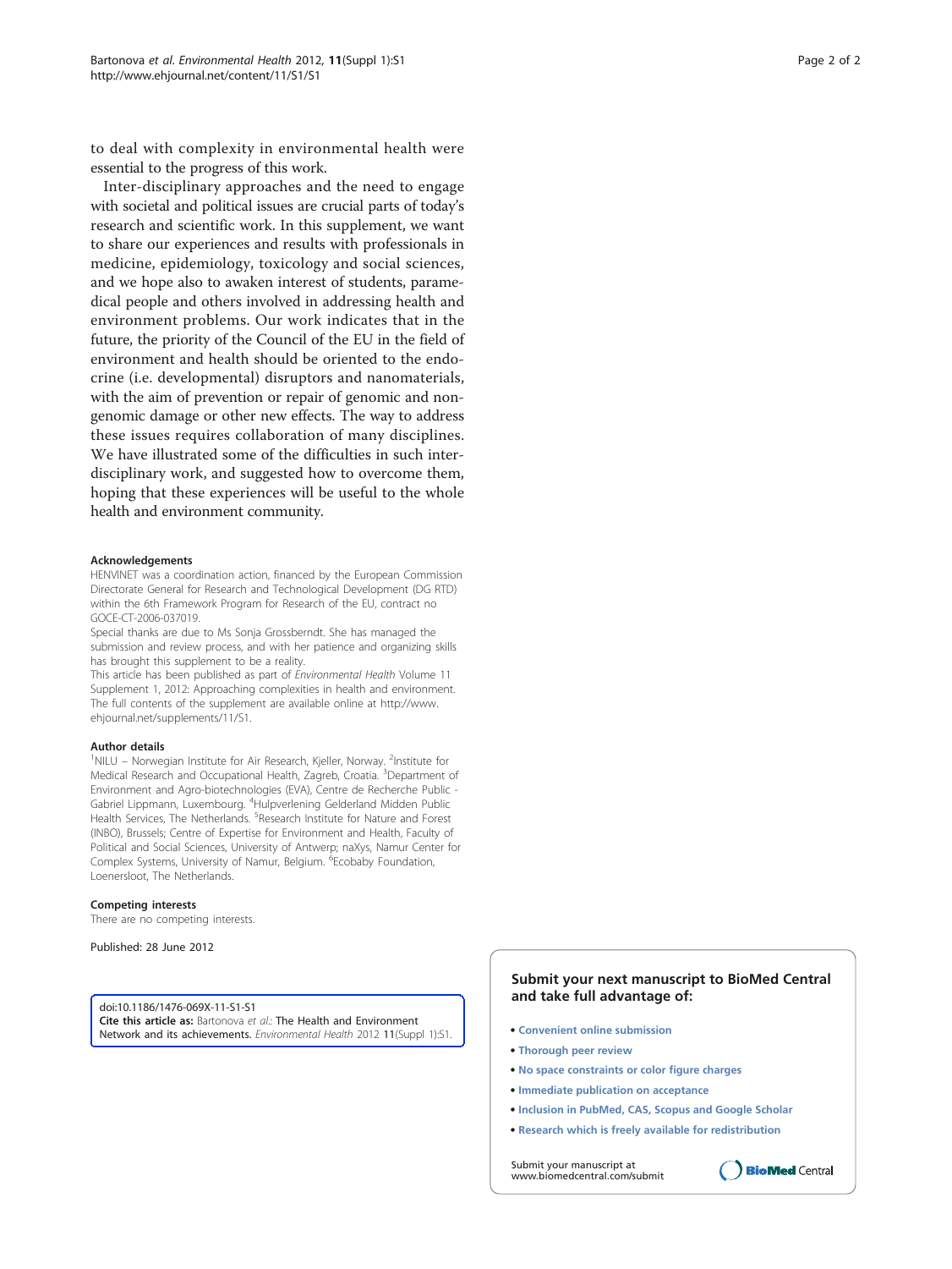to deal with complexity in environmental health were essential to the progress of this work.

Inter-disciplinary approaches and the need to engage with societal and political issues are crucial parts of today's research and scientific work. In this supplement, we want to share our experiences and results with professionals in medicine, epidemiology, toxicology and social sciences, and we hope also to awaken interest of students, paramedical people and others involved in addressing health and environment problems. Our work indicates that in the future, the priority of the Council of the EU in the field of environment and health should be oriented to the endocrine (i.e. developmental) disruptors and nanomaterials, with the aim of prevention or repair of genomic and non-genomic damage or other new effects. The way to address these issues requires collaboration of many disciplines. We have illustrated some of the difficulties in such inter-disciplinary work, and suggested how to overcome them, hoping that these experiences will be useful to the whole health and environment community.

#### Acknowledgements

HENVINET was a coordination action, financed by the European Commission Directorate General for Research and Technological Development (DG RTD) within the 6th Framework Program for Research of the EU, contract no GOCE-CT-2006-037019.

Special thanks are due to Ms Sonja Grossberndt. She has managed the submission and review process, and with her patience and organizing skills has brought this supplement to be a reality.

This article has been published as part of *Environmental Health* Volume 11 Supplement 1, 2012: Approaching complexities in health and environment. The full contents of the supplement are available online at http://www.ehjournal.net/supplements/11/S1.

#### Author details

[1]NILU – Norwegian Institute for Air Research, Kjeller, Norway. [2]Institute for Medical Research and Occupational Health, Zagreb, Croatia. [3]Department of Environment and Agro-biotechnologies (EVA), Centre de Recherche Public - Gabriel Lippmann, Luxembourg. [4]Hulpverlening Gelderland Midden Public Health Services, The Netherlands. [5]Research Institute for Nature and Forest (INBO), Brussels; Centre of Expertise for Environment and Health, Faculty of Political and Social Sciences, University of Antwerp; naXys, Namur Center for Complex Systems, University of Namur, Belgium. [6]Ecobaby Foundation, Loenersloot, The Netherlands.

#### Competing interests

There are no competing interests.

Published: 28 June 2012

doi:10.1186/1476-069X-11-S1-S1
**Cite this article as:** Bartonova *et al.*: The Health and Environment Network and its achievements. *Environmental Health* 2012 **11**(Suppl 1):S1.

**Submit your next manuscript to BioMed Central and take full advantage of:**

- **Convenient online submission**
- **Thorough peer review**
- **No space constraints or color figure charges**
- **Immediate publication on acceptance**
- **Inclusion in PubMed, CAS, Scopus and Google Scholar**
- **Research which is freely available for redistribution**

Submit your manuscript at
www.biomedcentral.com/submit